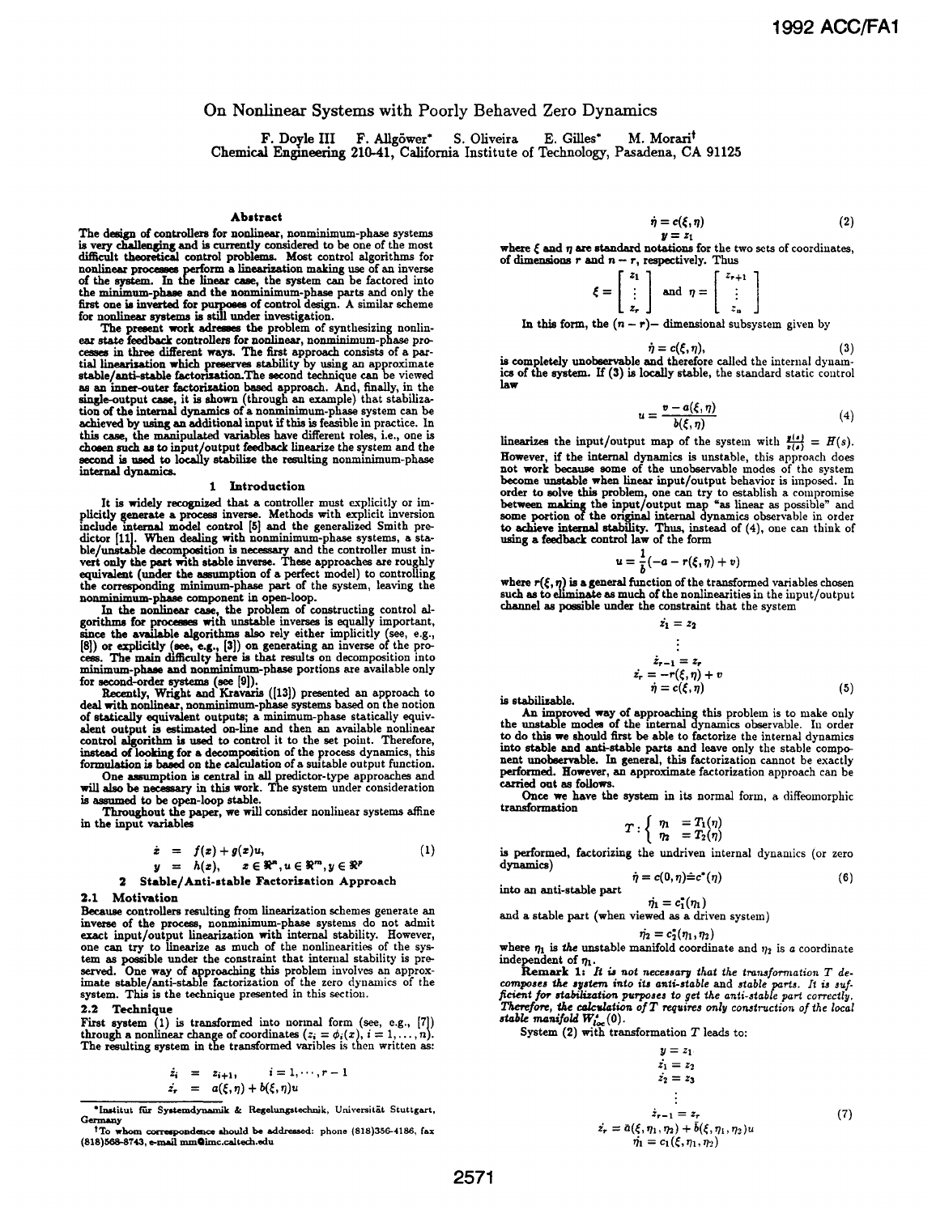# On Nonlinear Systems with Poorly Behaved Zero Dynamics

F. Doyle III   F. Allgöwer*   S. Oliveira   E. Gilles*   M. Morari†
Chemical Engineering 210-41, California Institute of Technology, Pasadena, CA 91125

### Abstract

The design of controllers for nonlinear, nonminimum-phase systems is very challenging and is currently considered to be one of the most difficult theoretical control problems. Most control algorithms for nonlinear processes perform a linearization making use of an inverse of the system. In the linear case, the system can be factored into the minimum-phase and the nonminimum-phase parts and only the first one is inverted for purposes of control design. A similar scheme for nonlinear systems is still under investigation.

The present work adresses the problem of synthesizing nonlinear state feedback controllers for nonlinear, nonminimum-phase processes in three different ways. The first approach consists of a partial linearization which preserves stability by using an approximate stable/anti-stable factorization. The second technique can be viewed as an inner-outer factorization based approach. And, finally, in the single-output case, it is shown (through an example) that stabilization of the internal dynamics of a nonminimum-phase system can be achieved by using an additional input if this is feasible in practice. In this case, the manipulated variables have different roles, i.e., one is chosen such as to input/output feedback linearize the system and the second is used to locally stabilize the resulting nonminimum-phase internal dynamics.

## 1 Introduction

It is widely recognized that a controller must explicitly or implicitly generate a process inverse. Methods with explicit inversion include internal model control [5] and the generalized Smith predictor [11]. When dealing with nonminimum-phase systems, a stable/unstable decomposition is necessary and the controller must invert only the part with stable inverse. These approaches are roughly equivalent (under the assumption of a perfect model) to controlling the corresponding minimum-phase part of the system, leaving the nonminimum-phase component in open-loop.

In the nonlinear case, the problem of constructing control algorithms for processes with unstable inverses is equally important, since the available algorithms also rely either implicitly (see, e.g., [8]) or explicitly (see, e.g., [3]) on generating an inverse of the process. The main difficulty here is that results on decomposition into minimum-phase and nonminimum-phase portions are available only for second-order systems (see [9]).

Recently, Wright and Kravaris ([13]) presented an approach to deal with nonlinear, nonminimum-phase systems based on the notion of statically equivalent outputs; a minimum-phase statically equivalent output is estimated on-line and then an available nonlinear control algorithm is used to control it to the set point. Therefore, instead of looking for a decomposition of the process dynamics, this formulation is based on the calculation of a suitable output function.

One assumption is central in all predictor-type approaches and will also be necessary in this work. The system under consideration is assumed to be open-loop stable.

Throughout the paper, we will consider nonlinear systems affine in the input variables

$$
\begin{aligned}
\dot{x} &= f(x) + g(x)u, \\
y &= h(x), \qquad x \in \Re^n, u \in \Re^m, y \in \Re^p
\end{aligned} \tag{1}
$$

## 2 Stable/Anti-stable Factorization Approach

### 2.1 Motivation

Because controllers resulting from linearization schemes generate an inverse of the process, nonminimum-phase systems do not admit exact input/output linearization with internal stability. However, one can try to linearize as much of the nonlinearities of the system as possible under the constraint that internal stability is preserved. One way of approaching this problem involves an approximate stable/anti-stable factorization of the zero dynamics of the system. This is the technique presented in this section.

### 2.2 Technique

First system (1) is transformed into normal form (see, e.g., [7]) through a nonlinear change of coordinates ($z_i = \phi_i(x)$, $i = 1, \cdots, n$). The resulting system in the transformed varibles is then written as:

$$
\begin{aligned}
\dot{z}_i &= z_{i+1}, \qquad i = 1, \cdots, r-1 \\
\dot{z}_r &= a(\xi, \eta) + b(\xi, \eta)u
\end{aligned}
$$

$$
\begin{aligned}
\dot{\eta} &= c(\xi, \eta) \\
y &= z_1
\end{aligned} \tag{2}
$$

where $\xi$ and $\eta$ are standard notations for the two sets of coordinates, of dimensions $r$ and $n - r$, respectively. Thus

$$
\xi = \begin{bmatrix} z_1 \\ \vdots \\ z_r \end{bmatrix} \text{ and } \eta = \begin{bmatrix} z_{r+1} \\ \vdots \\ z_n \end{bmatrix}
$$

In this form, the $(n-r)$– dimensional subsystem given by

$$
\dot{\eta} = c(\xi, \eta), \tag{3}
$$

is completely unobservable and therefore called the internal dynamics of the system. If (3) is locally stable, the standard static control law

$$
u = \frac{v - a(\xi, \eta)}{b(\xi, \eta)} \tag{4}
$$

linearizes the input/output map of the system with $\frac{y(s)}{v(s)} = H(s)$. However, if the internal dynamics is unstable, this approach does not work because some of the unobservable modes of the system become unstable when linear input/output behavior is imposed. In order to solve this problem, one can try to establish a compromise between making the input/output map "as linear as possible" and some portion of the original internal dynamics observable in order to achieve internal stability. Thus, instead of (4), one can think of using a feedback control law of the form

$$
u = \frac{1}{b}(-a - r(\xi, \eta) + v)
$$

where $r(\xi, \eta)$ is a general function of the transformed variables chosen such as to eliminate as much of the nonlinearities in the input/output channel as possible under the constraint that the system

$$
\begin{aligned}
\dot{z}_1 &= z_2 \\
&\vdots \\
\dot{z}_{r-1} &= z_r \\
\dot{z}_r &= -r(\xi, \eta) + v \\
\dot{\eta} &= c(\xi, \eta)
\end{aligned} \tag{5}
$$

is stabilizable.

An improved way of approaching this problem is to make only the unstable modes of the internal dynamics observable. In order to do this we should first be able to factorize the internal dynamics into stable and anti-stable parts and leave only the stable component unobservable. In general, this factorization cannot be exactly performed. However, an approximate factorization approach can be carried out as follows.

Once we have the system in its normal form, a diffeomorphic transformation

$$
T : \begin{cases} \eta_1 &= T_1(\eta) \\ \eta_2 &= T_2(\eta) \end{cases}
$$

is performed, factorizing the undriven internal dynamics (or zero dynamics)

$$
\dot{\eta} = c(0, \eta) \doteq c^*(\eta) \tag{6}
$$

into an anti-stable part

$$
\dot{\eta}_1 = c_1^*(\eta_1)
$$

and a stable part (when viewed as a driven system)

$$
\dot{\eta}_2 = c_2^*(\eta_1, \eta_2)
$$

where $\eta_1$ is *the* unstable manifold coordinate and $\eta_2$ is *a* coordinate independent of $\eta_1$.

**Remark 1:** *It is not necessary that the transformation $T$ decomposes the system into its anti-stable and stable parts. It is sufficient for stabilization purposes to get the anti-stable part correctly. Therefore, the calculation of $T$ requires only construction of the local stable manifold $W^s_{loc}(0)$.*

System (2) with transformation $T$ leads to:

$$
\begin{aligned}
y &= z_1 \\
\dot{z}_1 &= z_2 \\
\dot{z}_2 &= z_3 \\
&\vdots \\
\dot{z}_{r-1} &= z_r \\
\dot{z}_r &= \tilde{a}(\xi, \eta_1, \eta_2) + \tilde{b}(\xi, \eta_1, \eta_2)u \\
\dot{\eta}_1 &= c_1(\xi, \eta_1, \eta_2)
\end{aligned} \tag{7}
$$

*Institut für Systemdynamik & Regelungstechnik, Universität Stuttgart, Germany

†To whom correspondence should be addressed: phone (818)356-4186, fax (818)568-8743, e-mail mm@imc.caltech.edu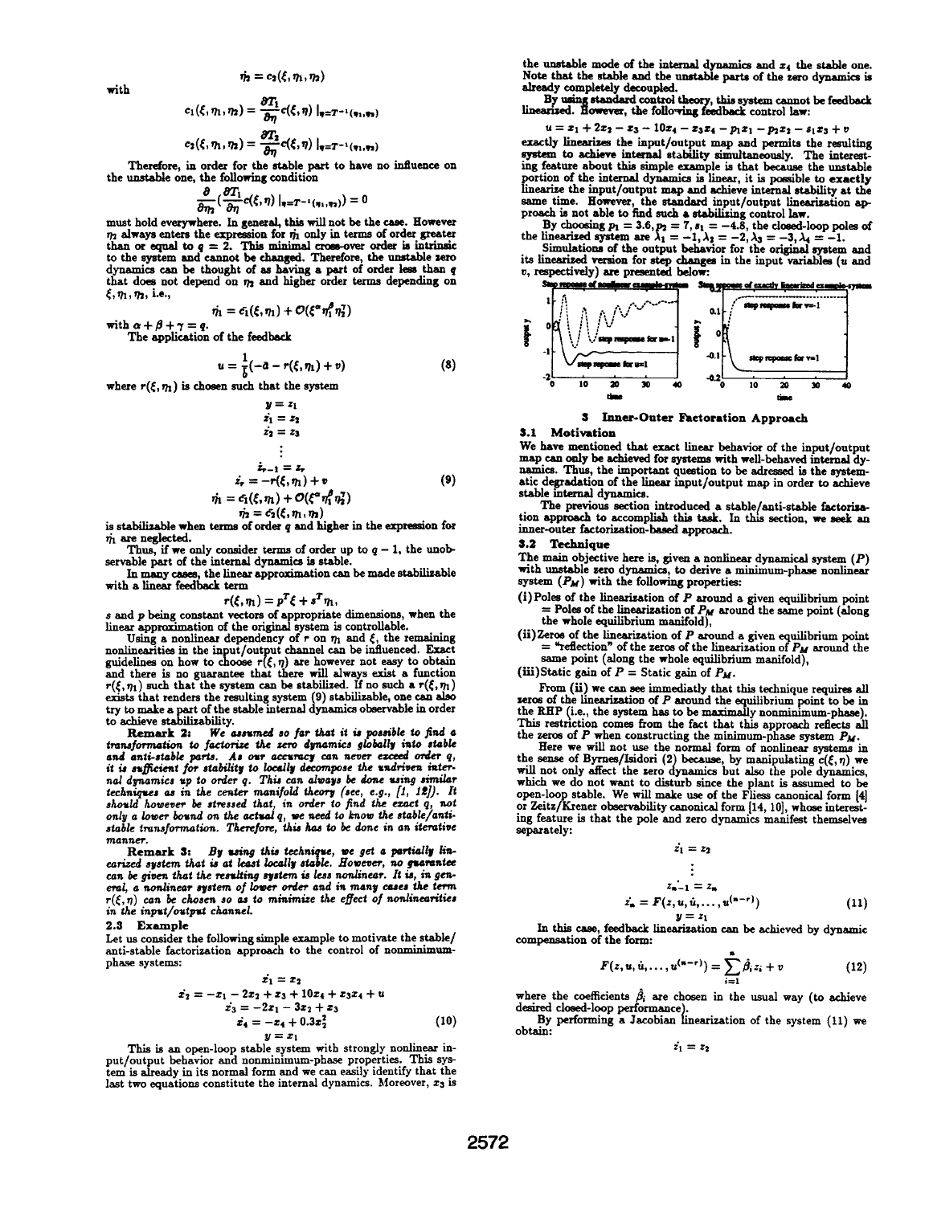$$\dot{\eta}_2 = c_2(\xi, \eta_1, \eta_2)$$

with

$$c_1(\xi, \eta_1, \eta_2) = \frac{\partial T_1}{\partial \eta} c(\xi, \eta) \mid_{\eta = T^{-1}(\eta_1, \eta_2)}$$

$$c_2(\xi, \eta_1, \eta_2) = \frac{\partial T_2}{\partial \eta} c(\xi, \eta) \mid_{\eta = T^{-1}(\eta_1, \eta_2)}$$

Therefore, in order for the stable part to have no influence on the unstable one, the following condition

$$\frac{\partial}{\partial \eta_2}\left(\frac{\partial T_1}{\partial \eta} c(\xi, \eta) \mid_{\eta = T^{-1}(\eta_1, \eta_2)}\right) = 0$$

must hold everywhere. In general, this will not be the case. However $\eta_2$ always enters the expression for $\dot{\eta}_1$ only in terms of order greater than or equal to $q = 2$. This minimal cross-over order is intrinsic to the system and cannot be changed. Therefore, the unstable zero dynamics can be thought of as having a part of order less than $q$ that does not depend on $\eta_2$ and higher order terms depending on $\xi, \eta_1, \eta_2$, i.e.,

$$\dot{\eta}_1 = \tilde{c}_1(\xi, \eta_1) + O(\xi^\alpha \eta_1^\beta \eta_2^\gamma)$$

with $\alpha + \beta + \gamma = q$.

The application of the feedback

$$u = \frac{1}{b}(-a - r(\xi, \eta_1) + v) \tag{8}$$

where $r(\xi, \eta_1)$ is chosen such that the system

$$
\begin{aligned}
y &= z_1 \\
\dot{z}_1 &= z_2 \\
\dot{z}_2 &= z_3 \\
&\vdots \\
\dot{z}_{r-1} &= z_r \\
\dot{z}_r &= -r(\xi, \eta_1) + v \\
\dot{\eta}_1 &= \tilde{c}_1(\xi, \eta_1) + O(\xi^\alpha \eta_1^\beta \eta_2^\gamma) \\
\dot{\eta}_2 &= \tilde{c}_2(\xi, \eta_1, \eta_2)
\end{aligned}
\tag{9}
$$

is stabilizable when terms of order $q$ and higher in the expression for $\dot{\eta}_1$ are neglected.

Thus, if we only consider terms of order up to $q - 1$, the unobservable part of the internal dynamics is stable.

In many cases, the linear approximation can be made stabilizable with a linear feedback term

$$r(\xi, \eta_1) = p^T \xi + s^T \eta_1,$$

$s$ and $p$ being constant vectors of appropriate dimensions, when the linear approximation of the original system is controllable.

Using a nonlinear dependency of $r$ on $\eta_1$ and $\xi$, the remaining nonlinearities in the input/output channel can be influenced. Exact guidelines on how to choose $r(\xi, \eta)$ are however not easy to obtain and there is no guarantee that there will always exist a function $r(\xi, \eta_1)$ such that the system can be stabilized. If no such a $r(\xi, \eta_1)$ exists that renders the resulting system (9) stabilizable, one can also try to make a part of the stable internal dynamics observable in order to achieve stabilizability.

**Remark 2:** *We assumed so far that it is possible to find a transformation to factorize the zero dynamics globally into stable and anti-stable parts. As our accuracy can never exceed order $q$, it is sufficient for stability to locally decompose the undriven internal dynamics up to order $q$. This can always be done using similar techniques as in the center manifold theory (see, e.g., [1, 12]). It should however be stressed that, in order to find the exact $q$, not only a lower bound on the actual $q$, we need to know the stable/anti-stable transformation. Therefore, this has to be done in an iterative manner.*

**Remark 3:** *By using this technique, we get a partially linearized system that is at least locally stable. However, no guarantee can be given that the resulting system is less nonlinear. It is, in general, a nonlinear system of lower order and in many cases the term $r(\xi, \eta)$ can be chosen so as to minimize the effect of nonlinearities in the input/output channel.*

### 2.3 Example

Let us consider the following simple example to motivate the stable/anti-stable factorization approach to the control of nonminimum-phase systems:

$$
\begin{aligned}
\dot{x}_1 &= x_2 \\
\dot{x}_2 &= -x_1 - 2x_2 + x_3 + 10x_4 + x_3 x_4 + u \\
\dot{x}_3 &= -2x_1 - 3x_2 + x_3 \\
\dot{x}_4 &= -x_4 + 0.3x_2^2 \\
y &= x_1
\end{aligned}
\tag{10}
$$

This is an open-loop stable system with strongly nonlinear input/output behavior and nonminimum-phase properties. This system is already in its normal form and we can easily identify that the last two equations constitute the internal dynamics. Moreover, $x_3$ is the unstable mode of the internal dynamics and $x_4$ the stable one. Note that the stable and the unstable parts of the zero dynamics is already completely decoupled.

By using standard control theory, this system cannot be feedback linearized. However, the following feedback control law:

$$u = x_1 + 2x_2 - x_3 - 10x_4 - x_3 x_4 - p_1 x_1 - p_2 x_2 - s_1 x_3 + v$$

exactly linearizes the input/output map and permits the resulting system to achieve internal stability simultaneously. The interesting feature about this simple example is that because the unstable portion of the internal dynamics is linear, it is possible to exactly linearize the input/output map and achieve internal stability at the same time. However, the standard input/output linearization approach is not able to find such a stabilizing control law.

By choosing $p_1 = 3.6, p_2 = 7, s_1 = -4.8$, the closed-loop poles of the linearized system are $\lambda_1 = -1, \lambda_2 = -2, \lambda_3 = -3, \lambda_4 = -1$.

Simulations of the output behavior for the original system and its linearized version for step changes in the input variables ($u$ and $v$, respectively) are presented below:

Step response of nonlinear example-system | Step response of exactly linearized example-system

## 3 Inner-Outer Factoration Approach

### 3.1 Motivation

We have mentioned that exact linear behavior of the input/output map can only be achieved for systems with well-behaved internal dynamics. Thus, the important question to be adressed is the systematic degradation of the linear input/output map in order to achieve stable internal dynamics.

The previous section introduced a stable/anti-stable factorization approach to accomplish this task. In this section, we seek an inner-outer factorization-based approach.

### 3.2 Technique

The main objective here is, given a nonlinear dynamical system ($P$) with unstable zero dynamics, to derive a minimum-phase nonlinear system ($P_M$) with the following properties:

(i) Poles of the linearization of $P$ around a given equilibrium point = Poles of the linearization of $P_M$ around the same point (along the whole equilibrium manifold),

(ii) Zeros of the linearization of $P$ around a given equilibrium point = "reflection" of the zeros of the linearization of $P_M$ around the same point (along the whole equilibrium manifold),

(iii) Static gain of $P$ = Static gain of $P_M$.

From (ii) we can see immediatly that this technique requires all zeros of the linearization of $P$ around the equilibrium point to be in the RHP (i.e., the system has to be maximally nonminimum-phase). This restriction comes from the fact that this approach reflects all the zeros of $P$ when constructing the minimum-phase system $P_M$.

Here we will not use the normal form of nonlinear systems in the sense of Byrnes/Isidori (2) because, by manipulating $c(\xi, \eta)$ we will not only affect the zero dynamics but also the pole dynamics, which we do not want to disturb since the plant is assumed to be open-loop stable. We will make use of the Fliess canonical form [4] or Zeitz/Krener observability canonical form [14, 10], whose interesting feature is that the pole and zero dynamics manifest themselves separately:

$$
\begin{aligned}
\dot{z}_1 &= z_2 \\
&\vdots \\
\dot{z}_{n-1} &= z_n \\
\dot{z}_n &= F(z, u, \dot{u}, \ldots, u^{(n-r)}) \\
y &= z_1
\end{aligned}
\tag{11}
$$

In this case, feedback linearization can be achieved by dynamic compensation of the form:

$$F(z, u, \dot{u}, \ldots, u^{(n-r)}) = \sum_{i=1}^{n} \hat{\beta}_i z_i + v \tag{12}$$

where the coefficients $\hat{\beta}_i$ are chosen in the usual way (to achieve desired closed-loop performance).

By performing a Jacobian linearization of the system (11) we obtain:

$$\dot{z}_1 = z_2$$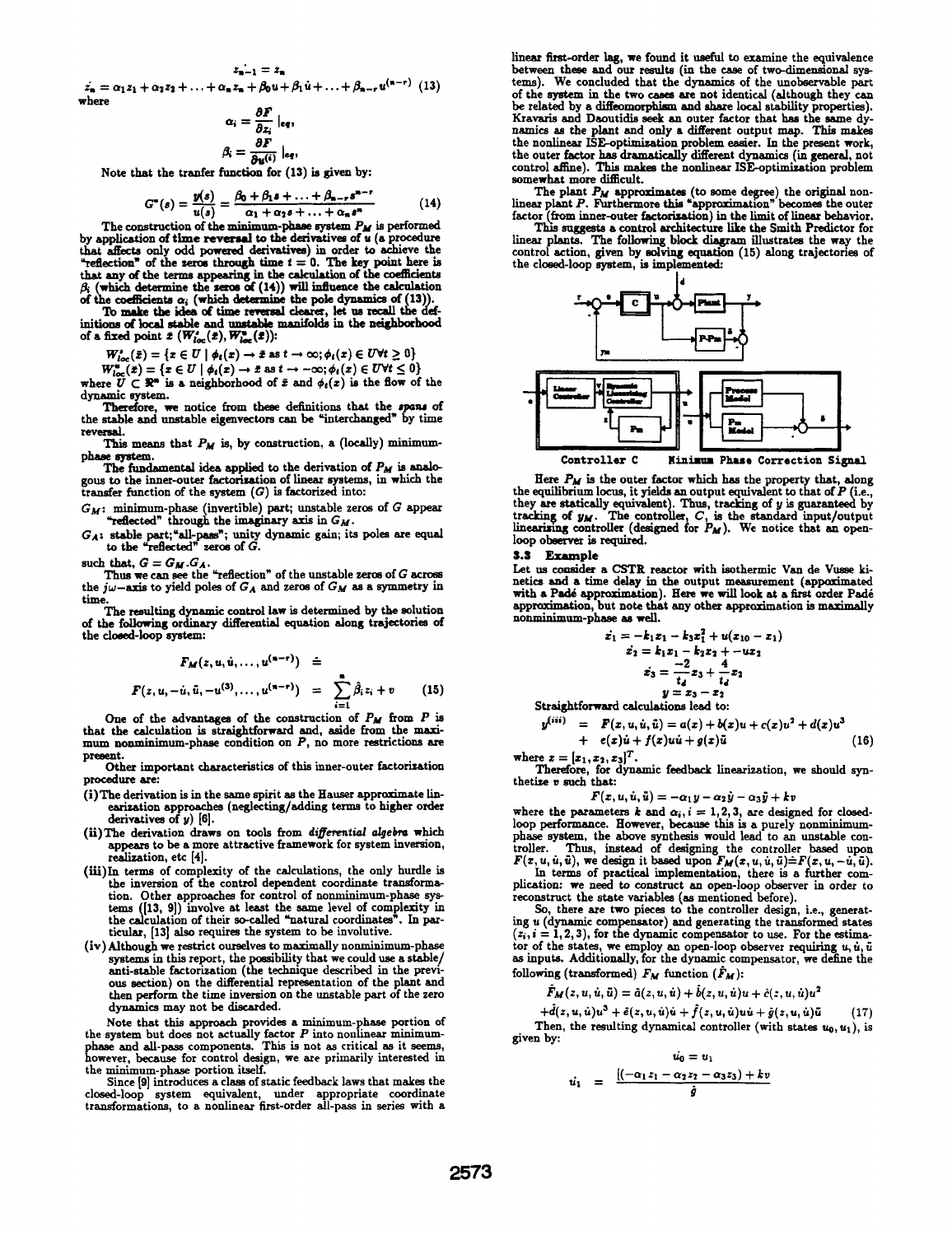$$\dot{z}_{n-1} = z_n$$

$$\dot{z}_n = \alpha_1 z_1 + \alpha_2 z_2 + \ldots + \alpha_n z_n + \beta_0 u + \beta_1 \dot{u} + \ldots + \beta_{n-r} u^{(n-r)} \quad (13)$$

where

$$\alpha_i = \frac{\partial F}{\partial z_i}\Big|_{eq},$$

$$\beta_i = \frac{\partial F}{\partial u^{(i)}}\Big|_{eq},$$

Note that the tranfer function for (13) is given by:

$$G^*(s) = \frac{y(s)}{u(s)} = \frac{\beta_0 + \beta_1 s + \ldots + \beta_{n-r} s^{n-r}}{\alpha_1 + \alpha_2 s + \ldots + \alpha_n s^n} \quad (14)$$

The construction of the minimum-phase system $P_M$ is performed by application of **time reversal** to the derivatives of $u$ (a procedure that affects only odd powered derivatives) in order to achieve the "reflection" of the zeros through time $t = 0$. The key point here is that any of the terms appearing in the calculation of the coefficients $\beta_i$ (which determine the zeros of (14)) will influence the calculation of the coefficients $\alpha_i$ (which determine the pole dynamics of (13)).

To make the idea of time reversal clearer, let us recall the definitions of local stable and unstable manifolds in the neighborhood of a fixed point $\bar{x}$ ($W^s_{loc}(\bar{x}), W^u_{loc}(\bar{x})$):

$$W^s_{loc}(\bar{x}) = \{x \in U \mid \phi_t(x) \to \bar{x} \text{ as } t \to \infty; \phi_t(x) \in U \forall t \geq 0\}$$

$$W^u_{loc}(\bar{x}) = \{x \in U \mid \phi_t(x) \to \bar{x} \text{ as } t \to -\infty; \phi_t(x) \in U \forall t \leq 0\}$$

where $U \subset \Re^n$ is a neighborhood of $\bar{x}$ and $\phi_t(x)$ is the flow of the dynamic system.

Therefore, we notice from these definitions that the *spans* of the stable and unstable eigenvectors can be "interchanged" by time reversal.

This means that $P_M$ is, by construction, a (locally) minimum-phase system.

The fundamental idea applied to the derivation of $P_M$ is analogous to the inner-outer factorization of linear systems, in which the transfer function of the system ($G$) is factorized into:

- $G_M$: minimum-phase (invertible) part; unstable zeros of $G$ appear "reflected" through the imaginary axis in $G_M$.
- $G_A$: stable part;"all-pass"; unity dynamic gain; its poles are equal to the "reflected" zeros of $G$.

such that, $G = G_M.G_A$.

Thus we can see the "reflection" of the unstable zeros of $G$ across the $j\omega$-axis to yield poles of $G_A$ and zeros of $G_M$ as a symmetry in time.

The resulting dynamic control law is determined by the solution of the following ordinary differential equation along trajectories of the closed-loop system:

$$F_M(z, u, \dot{u}, \ldots, u^{(n-r)}) \doteq$$

$$F(z, u, -\dot{u}, \ddot{u}, -u^{(3)}, \ldots, u^{(n-r)}) = \sum_{i=1}^{n} \hat{\beta}_i z_i + v \quad (15)$$

One of the advantages of the construction of $P_M$ from $P$ is that the calculation is straightforward and, aside from the maximum nonminimum-phase condition on $P$, no more restrictions are present.

Other important characteristics of this inner-outer factorization procedure are:

(i) The derivation is in the same spirit as the Hauser approximate linearization approaches (neglecting/adding terms to higher order derivatives of $y$) [6].

(ii) The derivation draws on tools from *differential algebra* which appears to be a more attractive framework for system inversion, realization, etc [4].

(iii) In terms of complexity of the calculations, the only hurdle is the inversion of the control dependent coordinate transformation. Other approaches for control of nonminimum-phase systems ([13, 9]) involve at least the same level of complexity in the calculation of their so-called "natural coordinates". In particular, [13] also requires the system to be involutive.

(iv) Although we restrict ourselves to maximally nonminimum-phase systems in this report, the possibility that we could use a stable/anti-stable factorization (the technique described in the previous section) on the differential representation of the plant and then perform the time inversion on the unstable part of the zero dynamics may not be discarded.

Note that this approach provides a minimum-phase portion of the system but does not actually factor $P$ into nonlinear minimum-phase and all-pass components. This is not as critical as it seems, however, because for control design, we are primarily interested in the minimum-phase portion itself.

Since [9] introduces a class of static feedback laws that makes the closed-loop system equivalent, under appropriate coordinate transformations, to a nonlinear first-order all-pass in series with a linear first-order lag, we found it useful to examine the equivalence between these and our results (in the case of two-dimensional systems). We concluded that the dynamics of the unobservable part of the system in the two cases are not identical (although they can be related by a diffeomorphism and share local stability properties). Kravaris and Daoutidis seek an outer factor that has the same dynamics as the plant and only a different output map. This makes the nonlinear ISE-optimization problem easier. In the present work, the outer factor has dramatically different dynamics (in general, not control affine). This makes the nonlinear ISE-optimization problem somewhat more difficult.

The plant $P_M$ approximates (to some degree) the original nonlinear plant $P$. Furthermore this "approximation" becomes the outer factor (from inner-outer factorization) in the limit of linear behavior.

This suggests a control architecture like the Smith Predictor for linear plants. The following block diagram illustrates the way the control action, given by solving equation (15) along trajectories of the closed-loop system, is implemented:

Controller C    Minimum Phase Correction Signal

Here $P_M$ is the outer factor which has the property that, along the equilibrium locus, it yields an output equivalent to that of $P$ (i.e., they are statically equivalent). Thus, tracking of $y$ is guaranteed by tracking of $y_M$. The controller, $C$, is the standard input/output linearizing controller (designed for $P_M$). We notice that an open-loop observer is required.

### 3.3 Example

Let us consider a CSTR reactor with isothermal Van de Vusse kinetics and a time delay in the output measurement (approximated with a Padé approximation). Here we will look at a first order Padé approximation, but note that any other approximation is maximally nonminimum-phase as well.

$$\dot{x}_1 = -k_1 x_1 - k_3 x_1^2 + u(x_{10} - x_1)$$

$$\dot{x}_2 = k_1 x_1 - k_2 x_2 + -u x_2$$

$$\dot{x}_3 = \frac{-2}{t_d} x_3 + \frac{4}{t_d} x_2$$

$$y = x_3 - x_2$$

Straightforward calculations lead to:

$$y^{(iii)} = F(x, u, \dot{u}, \ddot{u}) = a(x) + b(x)u + c(x)u^2 + d(x)u^3 + e(x)\dot{u} + f(x)u\dot{u} + g(x)\ddot{u} \quad (16)$$

where $x = [x_1, x_2, x_3]^T$.

Therefore, for dynamic feedback linearization, we should synthetize $v$ such that:

$$F(x, u, \dot{u}, \ddot{u}) = -\alpha_1 y - \alpha_2 \dot{y} - \alpha_3 \ddot{y} + kv$$

where the parameters $k$ and $\alpha_i, i = 1, 2, 3$, are designed for closed-loop performance. However, because this is a purely nonminimum-phase system, the above synthesis would lead to an unstable controller. Thus, instead of designing the controller based upon $F(x, u, \dot{u}, \ddot{u})$, we design it based upon $F_M(x, u, \dot{u}, \ddot{u}) \doteq F(x, u, -\dot{u}, \ddot{u})$.

In terms of practical implementation, there is a further complication: we need to construct an open-loop observer in order to reconstruct the state variables (as mentioned before).

So, there are two pieces to the controller design, i.e., generating $u$ (dynamic compensator) and generating the transformed states ($z_i, i = 1, 2, 3$), for the dynamic compensator to use. For the estimator of the states, we employ an open-loop observer requiring $u, \dot{u}, \ddot{u}$ as inputs. Additionally, for the dynamic compensator, we define the following (transformed) $F_M$ function ($\hat{F}_M$):

$$\hat{F}_M(z, u, \dot{u}, \ddot{u}) = \hat{a}(z, u, \dot{u}) + \hat{b}(z, u, \dot{u})u + \hat{c}(z, u, \dot{u})u^2$$
$$+ \hat{d}(z, u, \dot{u})u^3 + \hat{e}(z, u, \dot{u})\dot{u} + \hat{f}(z, u, \dot{u})u\dot{u} + \hat{g}(z, u, \dot{u})\ddot{u} \quad (17)$$

Then, the resulting dynamical controller (with states $u_0, u_1$), is given by:

$$\dot{u}_0 = u_1$$

$$\dot{u}_1 = \frac{[(-\alpha_1 z_1 - \alpha_2 z_2 - \alpha_3 z_3) + kv}{\hat{g}}$$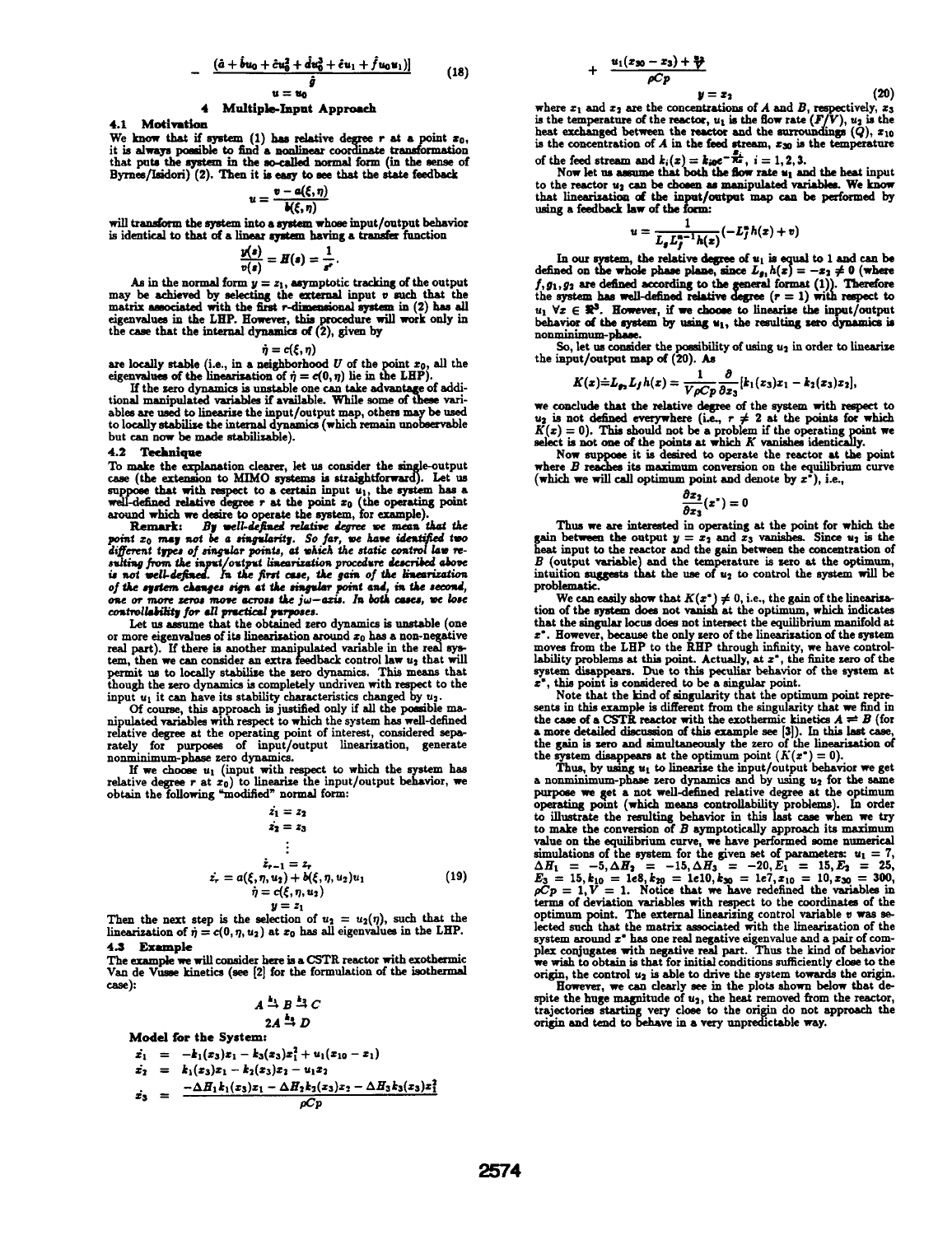$$- \frac{(\hat{a} + \hat{b}u_0 + \hat{c}u_0^2 + \hat{d}u_0^3 + \hat{e}u_1 + \hat{f}u_0 u_1)]}{\hat{g}} \quad (18)$$

$$u = u_0$$

## 4 Multiple-Input Approach

### 4.1 Motivation

We know that if system (1) has relative degree $r$ at a point $x_0$, it is always possible to find a nonlinear coordinate transformation that puts the system in the so-called normal form (in the sense of Byrnes/Isidori) (2). Then it is easy to see that the state feedback

$$u = \frac{v - a(\xi, \eta)}{b(\xi, \eta)}$$

will transform the system into a system whose input/output behavior is identical to that of a linear system having a transfer function

$$\frac{y(s)}{v(s)} = H(s) = \frac{1}{s^r}.$$

As in the normal form $y = z_1$, asymptotic tracking of the output may be achieved by selecting the external input $v$ such that the matrix associated with the first $r$-dimensional system in (2) has all eigenvalues in the LHP. However, this procedure will work only in the case that the internal dynamics of (2), given by

$$\dot{\eta} = c(\xi, \eta)$$

are locally stable (i.e., in a neighborhood $U$ of the point $x_0$, all the eigenvalues of the linearization of $\dot{\eta} = c(0, \eta)$ lie in the LHP).

If the zero dynamics is unstable one can take advantage of additional manipulated variables if available. While some of these variables are used to linearize the input/output map, others may be used to locally stabilize the internal dynamics (which remain unobservable but can now be made stabilizable).

### 4.2 Technique

To make the explanation clearer, let us consider the single-output case (the extension to MIMO systems is straightforward). Let us suppose that with respect to a certain input $u_1$, the system has a well-defined relative degree $r$ at the point $x_0$ (the operating point around which we desire to operate the system, for example).

**Remark:** *By well-defined relative degree we mean that the point $x_0$ may not be a singularity. So far, we have identified two different types of singular points, at which the static control law resulting from the input/output linearization procedure described above is not well-defined. In the first case, the gain of the linearization of the system changes sign at the singular point and, in the second, one or more zeros move across the $j\omega$-axis. In both cases, we lose controllability for all practical purposes.*

Let us assume that the obtained zero dynamics is unstable (one or more eigenvalues of its linearization around $x_0$ has a non-negative real part). If there is another manipulated variable in the real system, then we can consider an extra feedback control law $u_2$ that will permit us to locally stabilize the zero dynamics. This means that though the zero dynamics is completely undriven with respect to the input $u_1$ it can have its stability characteristics changed by $u_2$.

Of course, this approach is justified only if all the possible manipulated variables with respect to which the system has well-defined relative degree at the operating point of interest, considered separately for purposes of input/output linearization, generate nonminimum-phase zero dynamics.

If we choose $u_1$ (input with respect to which the system has relative degree $r$ at $x_0$) to linearize the input/output behavior, we obtain the following "modified" normal form:

$$\begin{aligned}
\dot{z}_1 &= z_2 \\
\dot{z}_2 &= z_3 \\
&\vdots \\
\dot{z}_{r-1} &= z_r \\
\dot{z}_r &= a(\xi, \eta, u_2) + b(\xi, \eta, u_2)u_1 \\
\dot{\eta} &= c(\xi, \eta, u_2) \\
y &= z_1
\end{aligned} \quad (19)$$

Then the next step is the selection of $u_2 = u_2(\eta)$, such that the linearization of $\dot{\eta} = c(0, \eta, u_2)$ at $x_0$ has all eigenvalues in the LHP.

### 4.3 Example

The example we will consider here is a CSTR reactor with exothermic Van de Vusse kinetics (see [2] for the formulation of the isothermal case):

$$A \xrightarrow{k_1} B \xrightarrow{k_2} C$$

$$2A \xrightarrow{k_3} D$$

**Model for the System:**

$$\begin{aligned}
\dot{x}_1 &= -k_1(x_3)x_1 - k_3(x_3)x_1^2 + u_1(x_{10} - x_1) \\
\dot{x}_2 &= k_1(x_3)x_1 - k_2(x_3)x_2 - u_1 x_2 \\
\dot{x}_3 &= \frac{-\Delta H_1 k_1(x_3)x_1 - \Delta H_2 k_2(x_3)x_2 - \Delta H_3 k_3(x_3)x_1^2}{\rho Cp} \\
&\quad + \frac{u_1(x_{30} - x_3) + \frac{u_2}{V}}{\rho Cp} \\
y &= x_2
\end{aligned} \quad (20)$$

where $x_1$ and $x_2$ are the concentrations of $A$ and $B$, respectively, $x_3$ is the temperature of the reactor, $u_1$ is the flow rate $(F/V)$, $u_2$ is the heat exchanged between the reactor and the surroundings $(Q)$, $x_{10}$ is the concentration of $A$ in the feed stream, $x_{30}$ is the temperature of the feed stream and $k_i(x) = k_{i0}e^{-\frac{E_i}{Rx}}$, $i = 1, 2, 3$.

Now let us assume that both the flow rate $u_1$ and the heat input to the reactor $u_2$ can be chosen as manipulated variables. We know that linearization of the input/output map can be performed by using a feedback law of the form:

$$u = \frac{1}{L_g L_f^{r-1} h(x)}(-L_f^r h(x) + v)$$

In our system, the relative degree of $u_1$ is equal to 1 and can be defined on the whole phase plane, since $L_{g_1} h(x) = -x_2 \neq 0$ (where $f, g_1, g_2$ are defined according to the general format (1)). Therefore the system has well-defined relative degree $(r = 1)$ with respect to $u_1$ $\forall x \in \Re^3$. However, if we choose to linearize the input/output behavior of the system by using $u_1$, the resulting zero dynamics is nonminimum-phase.

So, let us consider the possibility of using $u_2$ in order to linearize the input/output map of (20). As

$$K(x) \doteq L_{g_2} L_f h(x) = \frac{1}{V\rho Cp}\frac{\partial}{\partial x_3}[k_1(x_3)x_1 - k_2(x_3)x_2],$$

we conclude that the relative degree of the system with respect to $u_2$ is not defined everywhere (i.e., $r \neq 2$ at the points for which $K(x) = 0$). This should not be a problem if the operating point we select is not one of the points at which $K$ vanishes identically.

Now suppose it is desired to operate the reactor at the point where $B$ reaches its maximum conversion on the equilibrium curve (which we will call optimum point and denote by $x^*$), i.e.,

$$\frac{\partial x_2}{\partial x_3}(x^*) = 0$$

Thus we are interested in operating at the point for which the gain between the output $y = x_2$ and $x_3$ vanishes. Since $u_2$ is the heat input to the reactor and the gain between the concentration of $B$ (output variable) and the temperature is zero at the optimum, intuition suggests that the use of $u_2$ to control the system will be problematic.

We can easily show that $K(x^*) \neq 0$, i.e., the gain of the linearization of the system does not vanish at the optimum, which indicates that the singular locus does not intersect the equilibrium manifold at $x^*$. However, because the only zero of the linearization of the system moves from the LHP to the RHP through infinity, we have controllability problems at this point. Actually, at $x^*$, the finite zero of the system disappears. Due to this peculiar behavior of the system at $x^*$, this point is considered to be a singular point.

Note that the kind of singularity that the optimum point represents in this example is different from the singularity that we find in the case of a CSTR reactor with the exothermic kinetics $A \rightleftharpoons B$ (for a more detailed discussion of this example see [3]). In this last case, the gain is zero and simultaneously the zero of the linearization of the system disappears at the optimum point $(K(x^*) = 0)$.

Thus, by using $u_1$ to linearize the input/output behavior we get a nonminimum-phase zero dynamics and by using $u_2$ for the same purpose we get a not well-defined relative degree at the optimum operating point (which means controllability problems). In order to illustrate the resulting behavior in this last case when we try to make the conversion of $B$ asymptotically approach its maximum value on the equilibrium curve, we have performed some numerical simulations of the system for the given set of parameters: $u_1 = 7$, $\Delta H_1 = -5, \Delta H_2 = -15, \Delta H_3 = -20, E_1 = 15, E_2 = 25$, $E_3 = 15, k_{10} = 1e8, k_{20} = 1e10, k_{30} = 1e7, x_{10} = 10, x_{30} = 300$, $\rho Cp = 1, V = 1$. Notice that we have redefined the variables in terms of deviation variables with respect to the coordinates of the optimum point. The external linearizing control variable $v$ was selected such that the matrix associated with the linearization of the system around $x^*$ has one real negative eigenvalue and a pair of complex conjugates with negative real part. Thus the kind of behavior we wish to obtain is that for initial conditions sufficiently close to the origin, the control $u_2$ is able to drive the system towards the origin.

However, we can clearly see in the plots shown below that despite the huge magnitude of $u_2$, the heat removed from the reactor, trajectories starting very close to the origin do not approach the origin and tend to behave in a very unpredictable way.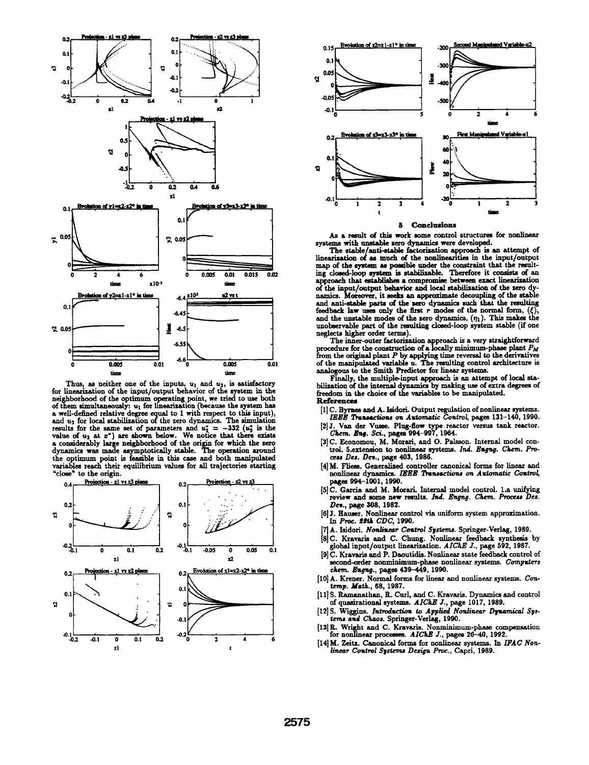Projection - z1 vs z3 plane

Projection - z2 vs z3 plane

Projection - z1 vs z2 plane

Evolution of y1=x2-x2* in time

Evolution of y3=x3-x3* in time

Evolution of y2=x1-x1* in time

u2 vs t

Thus, as neither one of the inputs, $u_1$ and $u_2$, is satisfactory for linearization of the input/output behavior of the system in the neighborhood of the optimum operating point, we tried to use both of them simultaneously: $u_1$ for linearization (because the system has a well-defined relative degree equal to 1 with respect to this input), and $u_2$ for local stabilization of the zero dynamics. The simulation results for the same set of parameters and $u_2^* = -332$ ($u_2^*$ is the value of $u_2$ at $x^*$) are shown below. We notice that there exists a considerably large neighborhood of the origin for which the zero dynamics was made asymptotically stable. The operation around the optimum point is feasible in this case and both manipulated variables reach their equilibrium values for all trajectories starting "close" to the origin.

Projection - z1 vs z3 plane

Projection - z2 vs z3

Projection - z1 vs z2 plane

Evolution of z1=x2-x2* in time

Evolution of z2=x1-x1* in time

Second Manipulated Variable-u2

Evolution of z3=x3-x3* in time

First Manipulated Variable-u1

## 5 Conclusions

As a result of this work some control structures for nonlinear systems with unstable zero dynamics were developed.

The stable/anti-stable factorization approach is an attempt of linearization of as much of the nonlinearities in the input/output map of the system as possible under the constraint that the resulting closed-loop system is stabilizable. Therefore it consists of an approach that establishes a compromise between exact linearization of the input/output behavior and local stabilization of the zero dynamics. Moreover, it seeks an approximate decoupling of the stable and anti-stable parts of the zero dynamics such that the resulting feedback law uses only the first $r$ modes of the normal form, ($\xi$), and the unstable modes of the zero dynamics, ($\eta_1$). This makes the unobservable part of the resulting closed-loop system stable (if one neglects higher order terms).

The inner-outer factorization approach is a very straightforward procedure for the construction of a locally minimum-phase plant $P_M$ from the original plant $P$ by applying time reversal to the derivatives of the manipulated variable $u$. The resulting control architecture is analogous to the Smith Predictor for linear systems.

Finally, the multiple-input approach is an attempt of local stabilization of the internal dynamics by making use of extra degrees of freedom in the choice of the variables to be manipulated.

## References

[1] C. Byrnes and A. Isidori. Output regulation of nonlinear systems. *IEEE Transactions on Automatic Control*, pages 131–140, 1990.

[2] J. Van der Vusse. Plug-flow type reactor versus tank reactor. *Chem. Eng. Sci.*, pages 994–997, 1964.

[3] C. Economou, M. Morari, and O. Palsson. Internal model control. 5.extension to nonlinear systems. *Ind. Engng. Chem. Process Des. Dev.*, page 403, 1986.

[4] M. Fliess. Generalized controller canonical forms for linear and nonlinear dynamics. *IEEE Transactions on Automatic Control*, pages 994–1001, 1990.

[5] C. Garcia and M. Morari. Internal model control. 1.a unifying review and some new results. *Ind. Engng. Chem. Process Des. Dev.*, page 308, 1982.

[6] J. Hauser. Nonlinear control via uniform system approximation. In *Proc. 29th CDC*, 1990.

[7] A. Isidori. *Nonlinear Control Systems*. Springer-Verlag, 1989.

[8] C. Kravaris and C. Chung. Nonlinear feedback synthesis by global input/output linearization. *AIChE J.*, page 592, 1987.

[9] C. Kravaris and P. Daoutidis. Nonlinear state feedback control of second-order nonminimum-phase nonlinear systems. *Computers chem. Engng.*, pages 439–449, 1990.

[10] A. Krener. Normal forms for linear and nonlinear systems. *Contemp. Math.*, 68, 1987.

[11] S. Ramanathan, R. Curl, and C. Kravaris. Dynamics and control of quasirational systems. *AIChE J.*, page 1017, 1989.

[12] S. Wiggins. *Introduction to Applied Nonlinear Dynamical Systems and Chaos*. Springer-Verlag, 1990.

[13] R. Wright and C. Kravaris. Nonminimum-phase compensation for nonlinear processes. *AIChE J.*, pages 26–40, 1992.

[14] M. Zeitz. Canonical forms for nonlinear systems. In *IFAC Nonlinear Control Systems Design Proc.*, Capri, 1989.